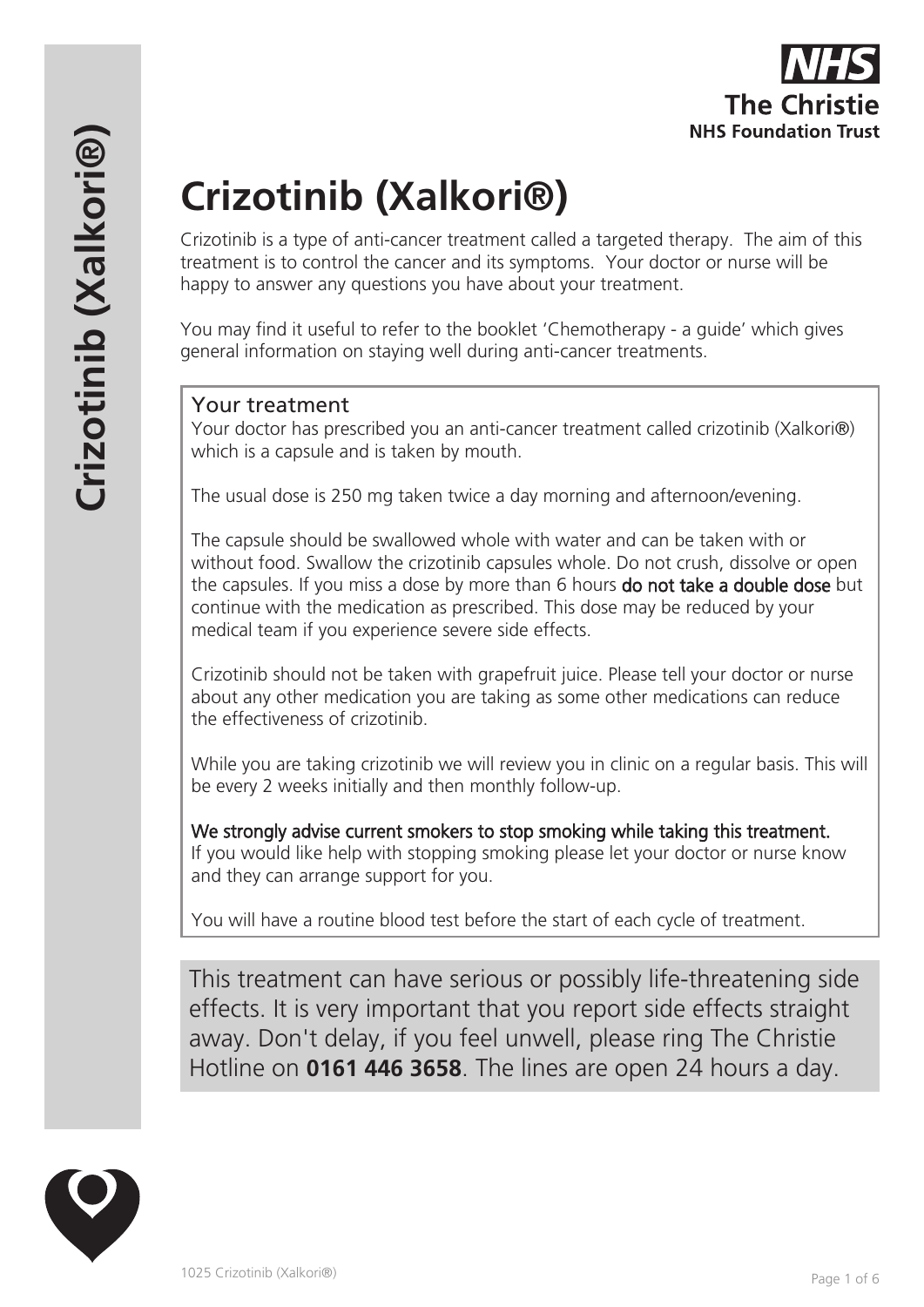# Crizotinib (Xalkori®)

Crizotinib is a type of anti-cancer treatment called a targeted therapy. The aim of this treatment is to control the cancer and its symptoms. Your doctor or nurse will be happy to answer any questions you have about your treatment.

You may find it useful to refer to the booklet 'Chemotherapy - a guide' which gives general information on staying well during anti-cancer treatments.

## Your treatment

Your doctor has prescribed you an anti-cancer treatment called crizotinib (Xalkori®) which is a capsule and is taken by mouth.

The usual dose is 250 mg taken twice a day morning and afternoon/evening.

The capsule should be swallowed whole with water and can be taken with or without food. Swallow the crizotinib capsules whole. Do not crush, dissolve or open the capsules. If you miss a dose by more than 6 hours **do not take a double dose** but continue with the medication as prescribed. This dose may be reduced by your medical team if you experience severe side effects.

Crizotinib should not be taken with grapefruit juice. Please tell your doctor or nurse about any other medication you are taking as some other medications can reduce the effectiveness of crizotinib.

While you are taking crizotinib we will review you in clinic on a regular basis. This will be every 2 weeks initially and then monthly follow-up.

**We strongly advise current smokers to stop smoking while taking this treatment.** If you would like help with stopping smoking please let your doctor or nurse know and they can arrange support for you.

You will have a routine blood test before the start of each cycle of treatment.

This treatment can have serious or possibly life-threatening side effects. It is very important that you report side effects straight away. Don't delay, if you feel unwell, please ring The Christie Hotline on **0161 446 3658**. The lines are open 24 hours a day.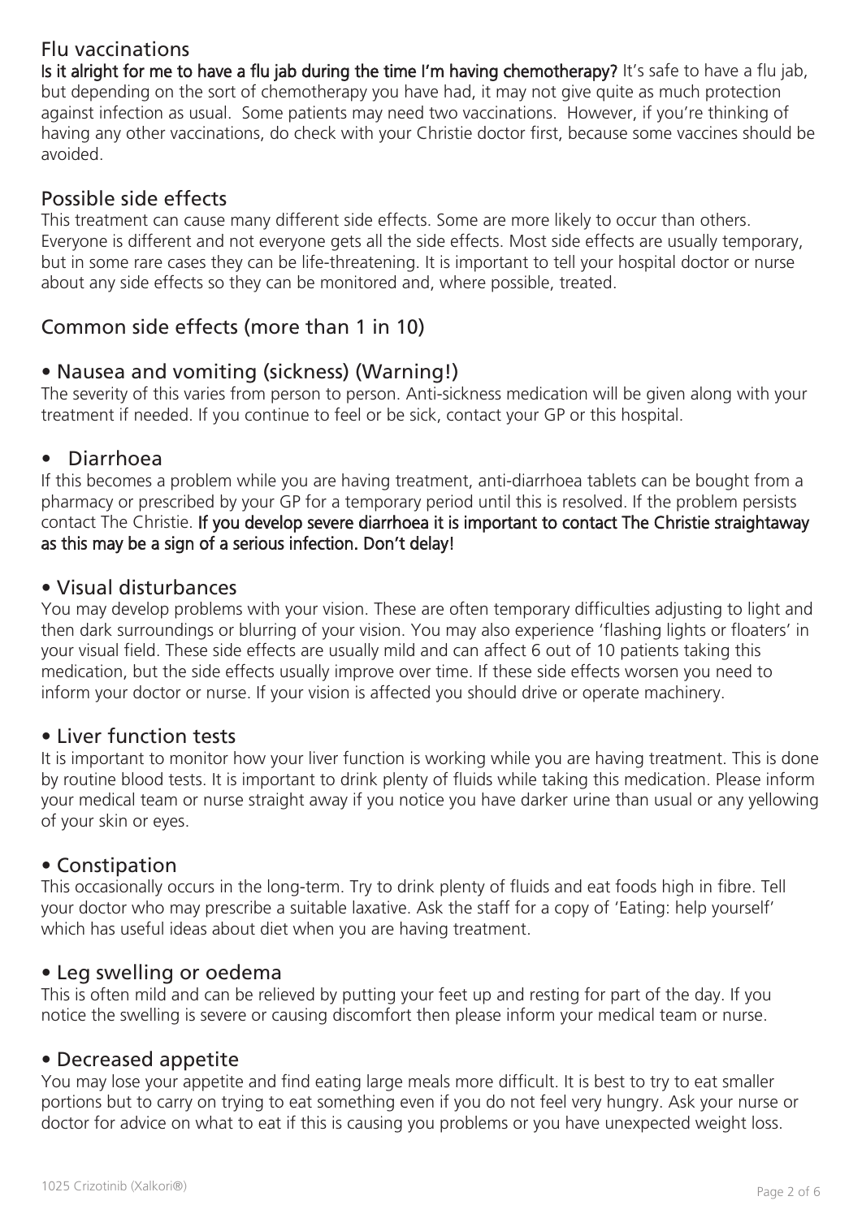## Flu vaccinations

**Is it alright for me to have a flu jab during the time I'm having chemotherapy?** It's safe to have a flu jab, but depending on the sort of chemotherapy you have had, it may not give quite as much protection against infection as usual. Some patients may need two vaccinations. However, if you're thinking of having any other vaccinations, do check with your Christie doctor first, because some vaccines should be avoided.

## Possible side effects

This treatment can cause many different side effects. Some are more likely to occur than others. Everyone is different and not everyone gets all the side effects. Most side effects are usually temporary, but in some rare cases they can be life-threatening. It is important to tell your hospital doctor or nurse about any side effects so they can be monitored and, where possible, treated.

## Common side effects (more than 1 in 10)

### • Nausea and vomiting (sickness) (Warning!)

The severity of this varies from person to person. Anti-sickness medication will be given along with your treatment if needed. If you continue to feel or be sick, contact your GP or this hospital.

### • Diarrhoea

If this becomes a problem while you are having treatment, anti-diarrhoea tablets can be bought from a pharmacy or prescribed by your GP for a temporary period until this is resolved. If the problem persists contact The Christie. **If you develop severe diarrhoea it is important to contact The Christie straightaway as this may be a sign of a serious infection. Don't delay!**

### • Visual disturbances

You may develop problems with your vision. These are often temporary difficulties adjusting to light and then dark surroundings or blurring of your vision. You may also experience 'flashing lights or floaters' in your visual field. These side effects are usually mild and can affect 6 out of 10 patients taking this medication, but the side effects usually improve over time. If these side effects worsen you need to inform your doctor or nurse. If your vision is affected you should drive or operate machinery.

### • Liver function tests

It is important to monitor how your liver function is working while you are having treatment. This is done by routine blood tests. It is important to drink plenty of fluids while taking this medication. Please inform your medical team or nurse straight away if you notice you have darker urine than usual or any yellowing of your skin or eyes.

### • Constipation

This occasionally occurs in the long-term. Try to drink plenty of fluids and eat foods high in fibre. Tell your doctor who may prescribe a suitable laxative. Ask the staff for a copy of 'Eating: help yourself' which has useful ideas about diet when you are having treatment.

### • Leg swelling or oedema

This is often mild and can be relieved by putting your feet up and resting for part of the day. If you notice the swelling is severe or causing discomfort then please inform your medical team or nurse.

### • Decreased appetite

You may lose your appetite and find eating large meals more difficult. It is best to try to eat smaller portions but to carry on trying to eat something even if you do not feel very hungry. Ask your nurse or doctor for advice on what to eat if this is causing you problems or you have unexpected weight loss.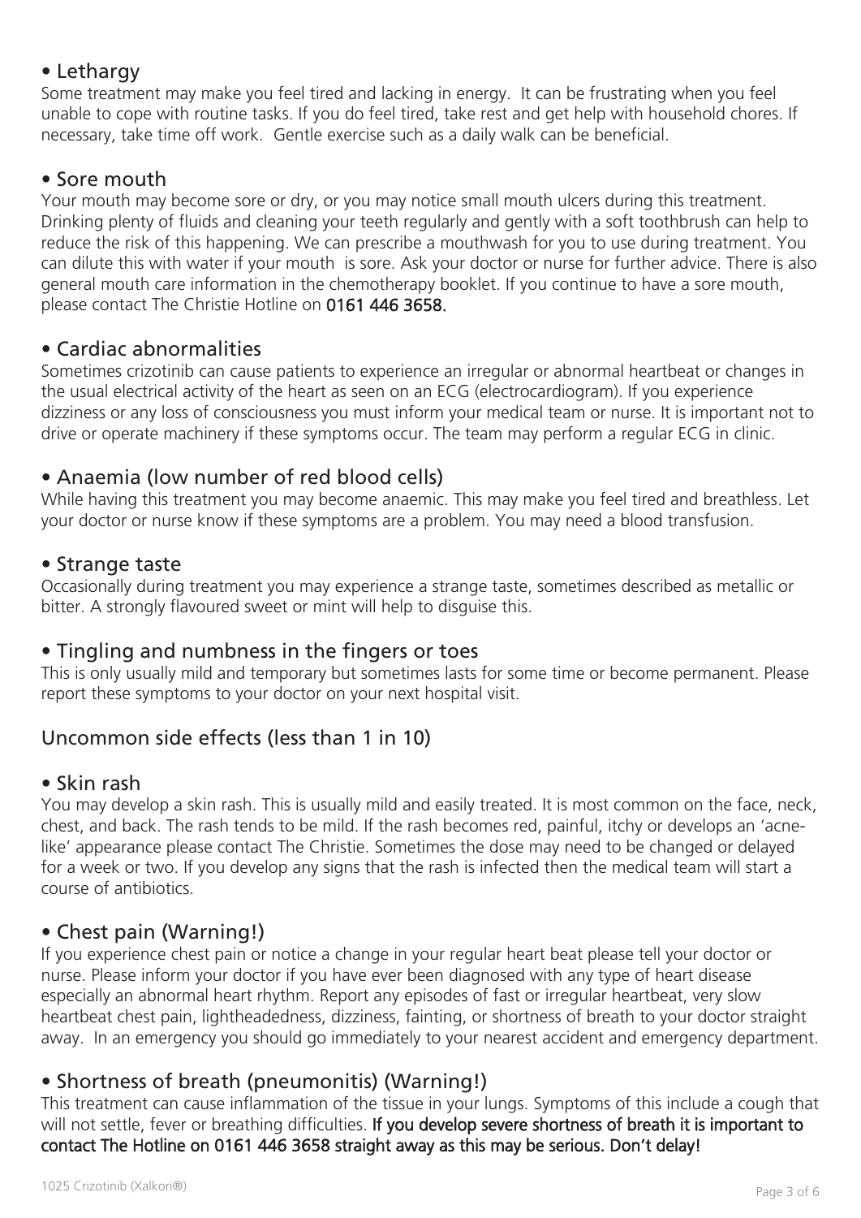## • Lethargy

Some treatment may make you feel tired and lacking in energy. It can be frustrating when you feel unable to cope with routine tasks. If you do feel tired, take rest and get help with household chores. If necessary, take time off work. Gentle exercise such as a daily walk can be beneficial.

## • Sore mouth

Your mouth may become sore or dry, or you may notice small mouth ulcers during this treatment. Drinking plenty of fluids and cleaning your teeth regularly and gently with a soft toothbrush can help to reduce the risk of this happening. We can prescribe a mouthwash for you to use during treatment. You can dilute this with water if your mouth is sore. Ask your doctor or nurse for further advice. There is also general mouth care information in the chemotherapy booklet. If you continue to have a sore mouth, please contact The Christie Hotline on **0161 446 3658.**

## • Cardiac abnormalities

Sometimes crizotinib can cause patients to experience an irregular or abnormal heartbeat or changes in the usual electrical activity of the heart as seen on an ECG (electrocardiogram). If you experience dizziness or any loss of consciousness you must inform your medical team or nurse. It is important not to drive or operate machinery if these symptoms occur. The team may perform a regular ECG in clinic.

## • Anaemia (low number of red blood cells)

While having this treatment you may become anaemic. This may make you feel tired and breathless. Let your doctor or nurse know if these symptoms are a problem. You may need a blood transfusion.

## • Strange taste

Occasionally during treatment you may experience a strange taste, sometimes described as metallic or bitter. A strongly flavoured sweet or mint will help to disguise this.

## • Tingling and numbness in the fingers or toes

This is only usually mild and temporary but sometimes lasts for some time or become permanent. Please report these symptoms to your doctor on your next hospital visit.

# Uncommon side effects (less than 1 in 10)

## • Skin rash

You may develop a skin rash. This is usually mild and easily treated. It is most common on the face, neck, chest, and back. The rash tends to be mild. If the rash becomes red, painful, itchy or develops an 'acne-like' appearance please contact The Christie. Sometimes the dose may need to be changed or delayed for a week or two. If you develop any signs that the rash is infected then the medical team will start a course of antibiotics.

## • Chest pain (Warning!)

If you experience chest pain or notice a change in your regular heart beat please tell your doctor or nurse. Please inform your doctor if you have ever been diagnosed with any type of heart disease especially an abnormal heart rhythm. Report any episodes of fast or irregular heartbeat, very slow heartbeat chest pain, lightheadedness, dizziness, fainting, or shortness of breath to your doctor straight away. In an emergency you should go immediately to your nearest accident and emergency department.

## • Shortness of breath (pneumonitis) (Warning!)

This treatment can cause inflammation of the tissue in your lungs. Symptoms of this include a cough that will not settle, fever or breathing difficulties. **If you develop severe shortness of breath it is important to contact The Hotline on 0161 446 3658 straight away as this may be serious. Don't delay!**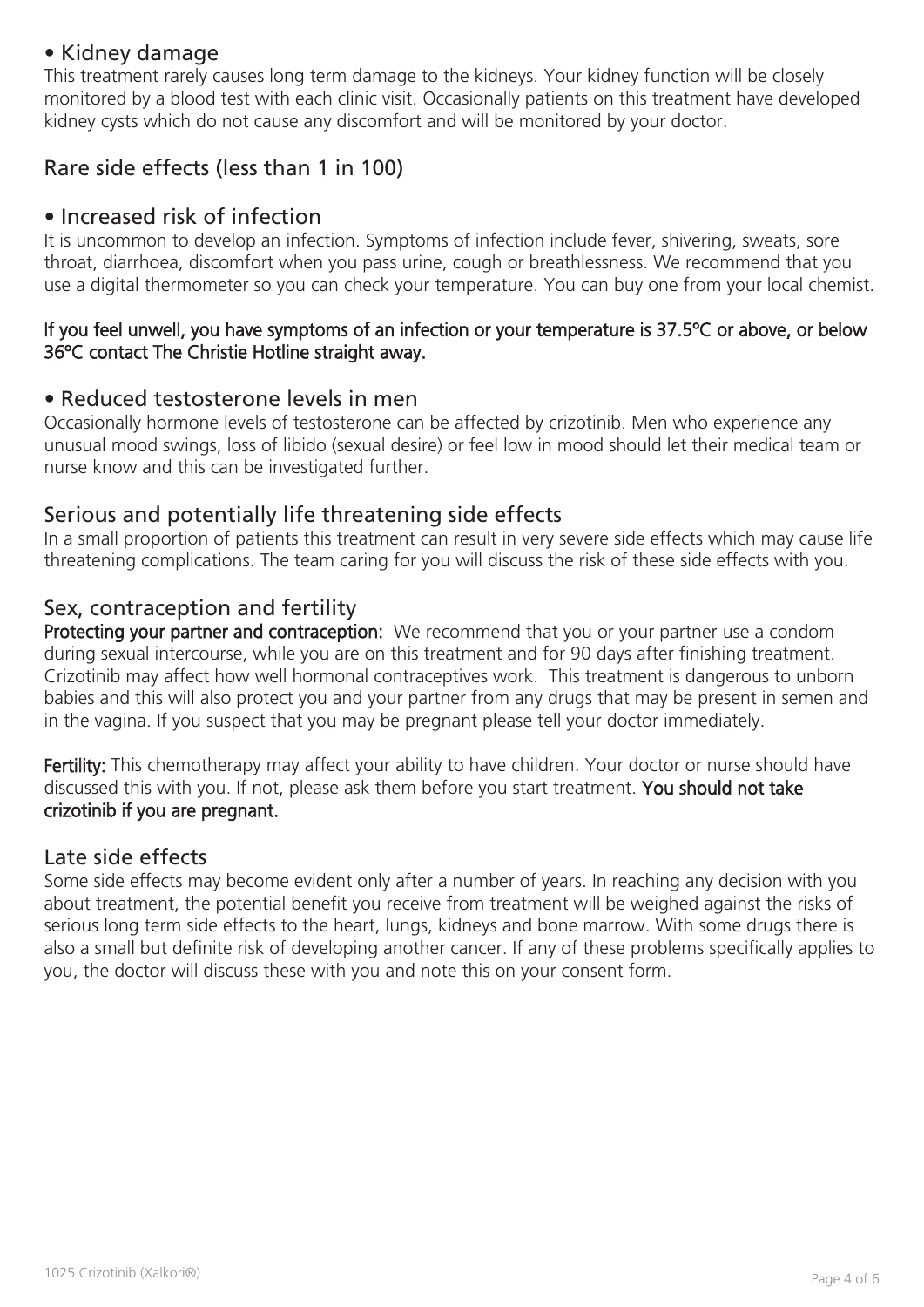### • Kidney damage

This treatment rarely causes long term damage to the kidneys. Your kidney function will be closely monitored by a blood test with each clinic visit. Occasionally patients on this treatment have developed kidney cysts which do not cause any discomfort and will be monitored by your doctor.

## Rare side effects (less than 1 in 100)

### • Increased risk of infection

It is uncommon to develop an infection. Symptoms of infection include fever, shivering, sweats, sore throat, diarrhoea, discomfort when you pass urine, cough or breathlessness. We recommend that you use a digital thermometer so you can check your temperature. You can buy one from your local chemist.

**If you feel unwell, you have symptoms of an infection or your temperature is 37.5ºC or above, or below 36ºC contact The Christie Hotline straight away.**

### • Reduced testosterone levels in men

Occasionally hormone levels of testosterone can be affected by crizotinib. Men who experience any unusual mood swings, loss of libido (sexual desire) or feel low in mood should let their medical team or nurse know and this can be investigated further.

## Serious and potentially life threatening side effects

In a small proportion of patients this treatment can result in very severe side effects which may cause life threatening complications. The team caring for you will discuss the risk of these side effects with you.

## Sex, contraception and fertility

**Protecting your partner and contraception:** We recommend that you or your partner use a condom during sexual intercourse, while you are on this treatment and for 90 days after finishing treatment. Crizotinib may affect how well hormonal contraceptives work. This treatment is dangerous to unborn babies and this will also protect you and your partner from any drugs that may be present in semen and in the vagina. If you suspect that you may be pregnant please tell your doctor immediately.

**Fertility:** This chemotherapy may affect your ability to have children. Your doctor or nurse should have discussed this with you. If not, please ask them before you start treatment. **You should not take crizotinib if you are pregnant.**

## Late side effects

Some side effects may become evident only after a number of years. In reaching any decision with you about treatment, the potential benefit you receive from treatment will be weighed against the risks of serious long term side effects to the heart, lungs, kidneys and bone marrow. With some drugs there is also a small but definite risk of developing another cancer. If any of these problems specifically applies to you, the doctor will discuss these with you and note this on your consent form.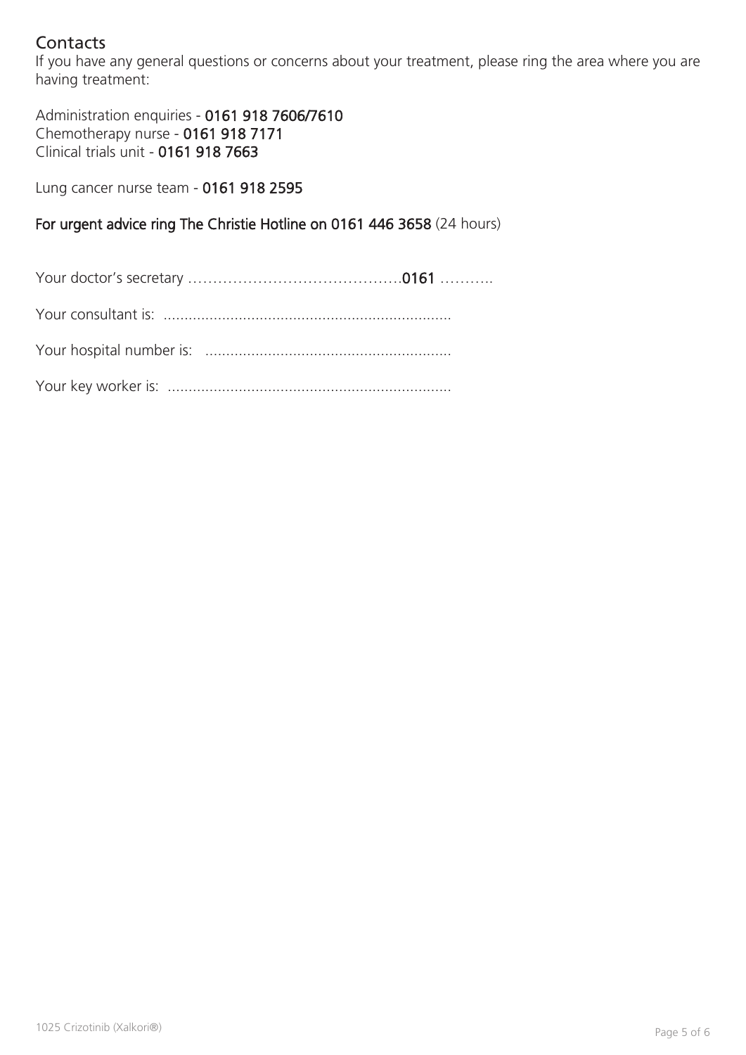## Contacts

If you have any general questions or concerns about your treatment, please ring the area where you are having treatment:

Administration enquiries - **0161 918 7606/7610**
Chemotherapy nurse - **0161 918 7171**
Clinical trials unit - **0161 918 7663**

Lung cancer nurse team - **0161 918 2595**

**For urgent advice ring The Christie Hotline on 0161 446 3658** (24 hours)

Your doctor's secretary …………………………………….**0161** ………..

Your consultant is: ....................................................................

Your hospital number is: ..........................................................

Your key worker is: ....................................................................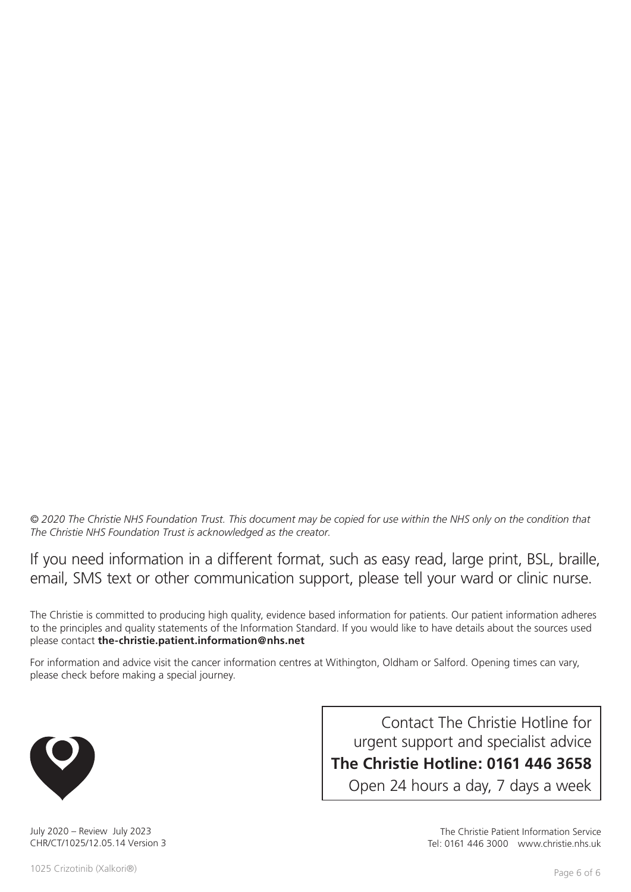*© 2020 The Christie NHS Foundation Trust. This document may be copied for use within the NHS only on the condition that The Christie NHS Foundation Trust is acknowledged as the creator.*

If you need information in a different format, such as easy read, large print, BSL, braille, email, SMS text or other communication support, please tell your ward or clinic nurse.

The Christie is committed to producing high quality, evidence based information for patients. Our patient information adheres to the principles and quality statements of the Information Standard. If you would like to have details about the sources used please contact **the-christie.patient.information@nhs.net**

For information and advice visit the cancer information centres at Withington, Oldham or Salford. Opening times can vary, please check before making a special journey.

Contact The Christie Hotline for urgent support and specialist advice

**The Christie Hotline: 0161 446 3658**

Open 24 hours a day, 7 days a week

July 2020 – Review July 2023
CHR/CT/1025/12.05.14 Version 3

The Christie Patient Information Service
Tel: 0161 446 3000 www.christie.nhs.uk

1025 Crizotinib (Xalkori®)